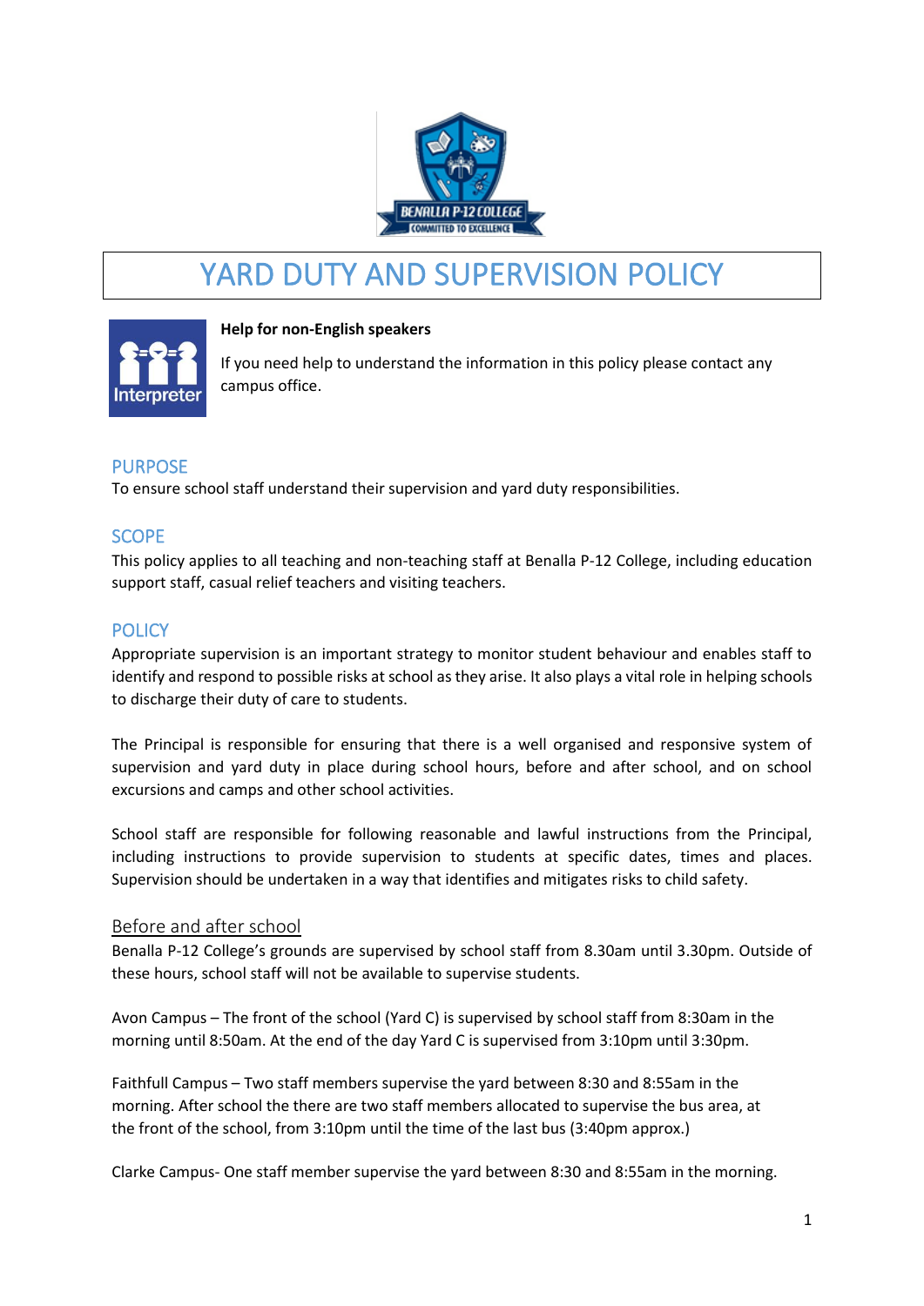# YARD DUTY AND SUPERVISION POLICY

**Help for non-English speakers**

If you need help to understand the information in this policy please contact any campus office.

## PURPOSE

To ensure school staff understand their supervision and yard duty responsibilities.

## SCOPE

This policy applies to all teaching and non-teaching staff at Benalla P-12 College, including education support staff, casual relief teachers and visiting teachers.

## POLICY

Appropriate supervision is an important strategy to monitor student behaviour and enables staff to identify and respond to possible risks at school as they arise. It also plays a vital role in helping schools to discharge their duty of care to students.

The Principal is responsible for ensuring that there is a well organised and responsive system of supervision and yard duty in place during school hours, before and after school, and on school excursions and camps and other school activities.

School staff are responsible for following reasonable and lawful instructions from the Principal, including instructions to provide supervision to students at specific dates, times and places. Supervision should be undertaken in a way that identifies and mitigates risks to child safety.

### Before and after school

Benalla P-12 College's grounds are supervised by school staff from 8.30am until 3.30pm. Outside of these hours, school staff will not be available to supervise students.

Avon Campus – The front of the school (Yard C) is supervised by school staff from 8:30am in the morning until 8:50am. At the end of the day Yard C is supervised from 3:10pm until 3:30pm.

Faithfull Campus – Two staff members supervise the yard between 8:30 and 8:55am in the morning. After school the there are two staff members allocated to supervise the bus area, at the front of the school, from 3:10pm until the time of the last bus (3:40pm approx.)

Clarke Campus- One staff member supervise the yard between 8:30 and 8:55am in the morning.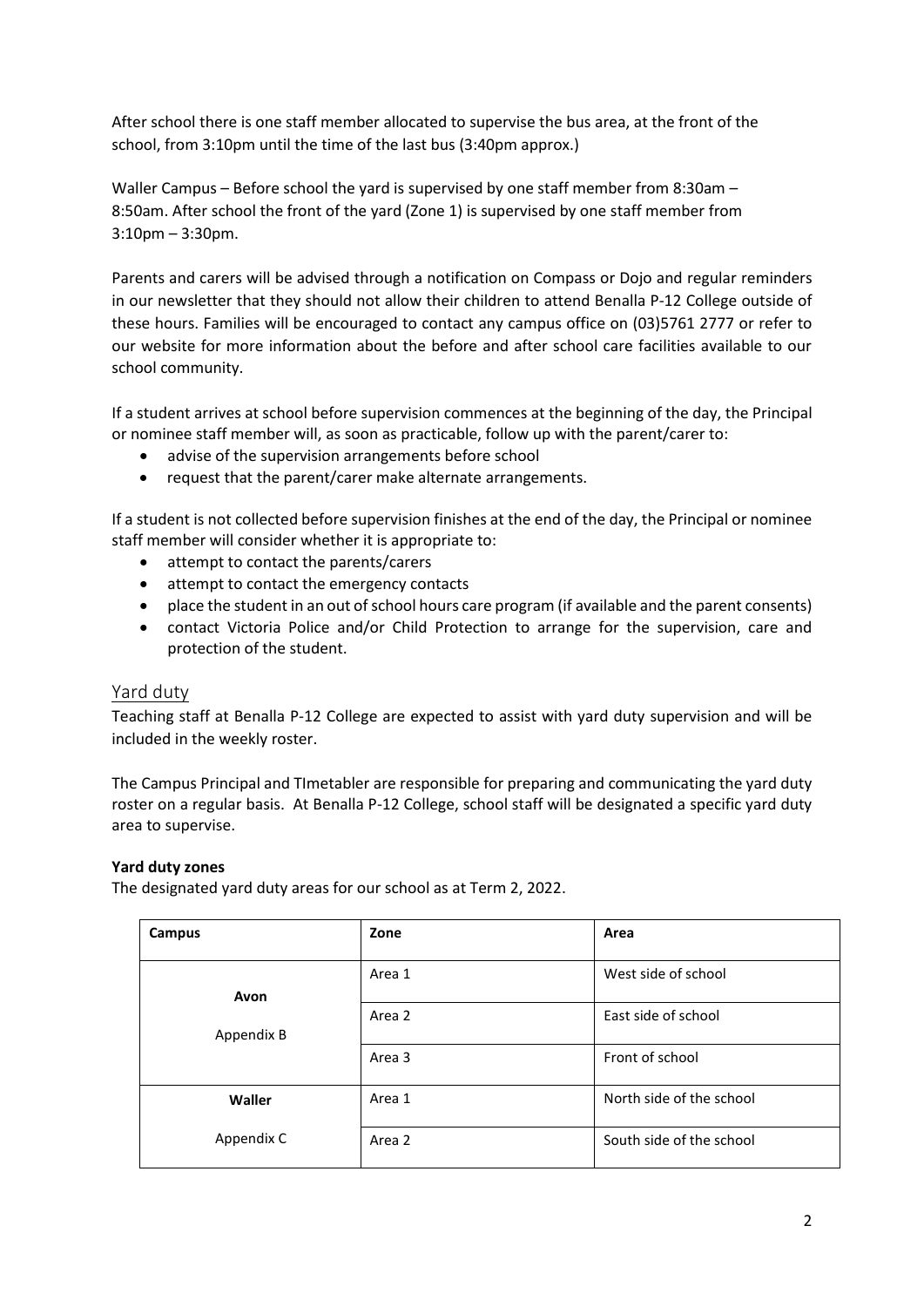After school there is one staff member allocated to supervise the bus area, at the front of the school, from 3:10pm until the time of the last bus (3:40pm approx.)

Waller Campus – Before school the yard is supervised by one staff member from 8:30am – 8:50am. After school the front of the yard (Zone 1) is supervised by one staff member from 3:10pm – 3:30pm.

Parents and carers will be advised through a notification on Compass or Dojo and regular reminders in our newsletter that they should not allow their children to attend Benalla P-12 College outside of these hours. Families will be encouraged to contact any campus office on (03)5761 2777 or refer to our website for more information about the before and after school care facilities available to our school community.

If a student arrives at school before supervision commences at the beginning of the day, the Principal or nominee staff member will, as soon as practicable, follow up with the parent/carer to:

- advise of the supervision arrangements before school
- request that the parent/carer make alternate arrangements.

If a student is not collected before supervision finishes at the end of the day, the Principal or nominee staff member will consider whether it is appropriate to:

- attempt to contact the parents/carers
- attempt to contact the emergency contacts
- place the student in an out of school hours care program (if available and the parent consents)
- contact Victoria Police and/or Child Protection to arrange for the supervision, care and protection of the student.

## Yard duty

Teaching staff at Benalla P-12 College are expected to assist with yard duty supervision and will be included in the weekly roster.

The Campus Principal and TImetabler are responsible for preparing and communicating the yard duty roster on a regular basis. At Benalla P-12 College, school staff will be designated a specific yard duty area to supervise.

**Yard duty zones**

The designated yard duty areas for our school as at Term 2, 2022.

| Campus | Zone | Area |
|---|---|---|
| **Avon** Appendix B | Area 1 | West side of school |
| | Area 2 | East side of school |
| | Area 3 | Front of school |
| **Waller** Appendix C | Area 1 | North side of the school |
| | Area 2 | South side of the school |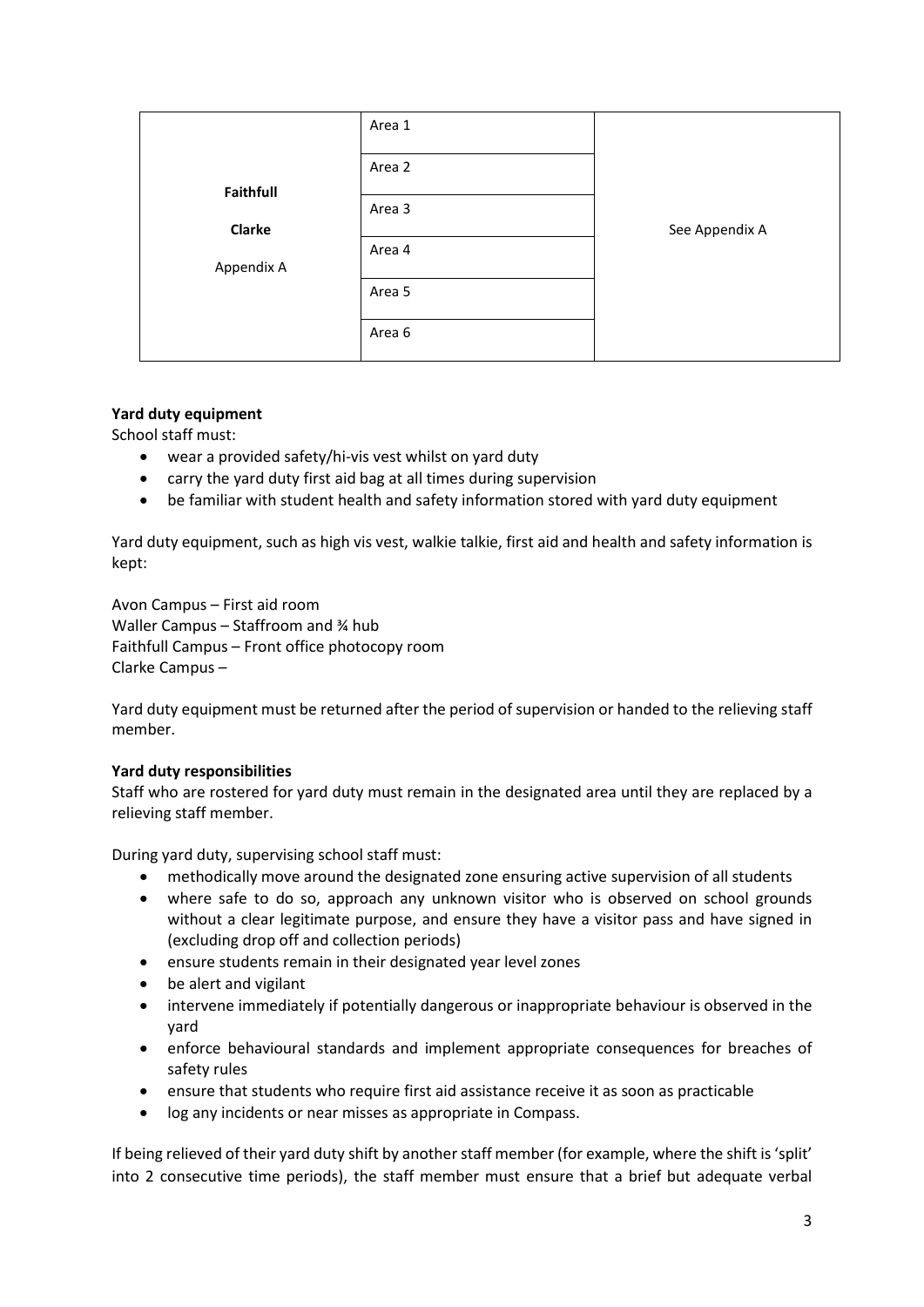| | | |
|---|---|---|
| **Faithfull** <br> **Clarke** <br> Appendix A | Area 1 | See Appendix A |
| | Area 2 | |
| | Area 3 | |
| | Area 4 | |
| | Area 5 | |
| | Area 6 | |

**Yard duty equipment**

School staff must:

- wear a provided safety/hi-vis vest whilst on yard duty
- carry the yard duty first aid bag at all times during supervision
- be familiar with student health and safety information stored with yard duty equipment

Yard duty equipment, such as high vis vest, walkie talkie, first aid and health and safety information is kept:

Avon Campus – First aid room
Waller Campus – Staffroom and ¾ hub
Faithfull Campus – Front office photocopy room
Clarke Campus –

Yard duty equipment must be returned after the period of supervision or handed to the relieving staff member.

**Yard duty responsibilities**

Staff who are rostered for yard duty must remain in the designated area until they are replaced by a relieving staff member.

During yard duty, supervising school staff must:

- methodically move around the designated zone ensuring active supervision of all students
- where safe to do so, approach any unknown visitor who is observed on school grounds without a clear legitimate purpose, and ensure they have a visitor pass and have signed in (excluding drop off and collection periods)
- ensure students remain in their designated year level zones
- be alert and vigilant
- intervene immediately if potentially dangerous or inappropriate behaviour is observed in the yard
- enforce behavioural standards and implement appropriate consequences for breaches of safety rules
- ensure that students who require first aid assistance receive it as soon as practicable
- log any incidents or near misses as appropriate in Compass.

If being relieved of their yard duty shift by another staff member (for example, where the shift is 'split' into 2 consecutive time periods), the staff member must ensure that a brief but adequate verbal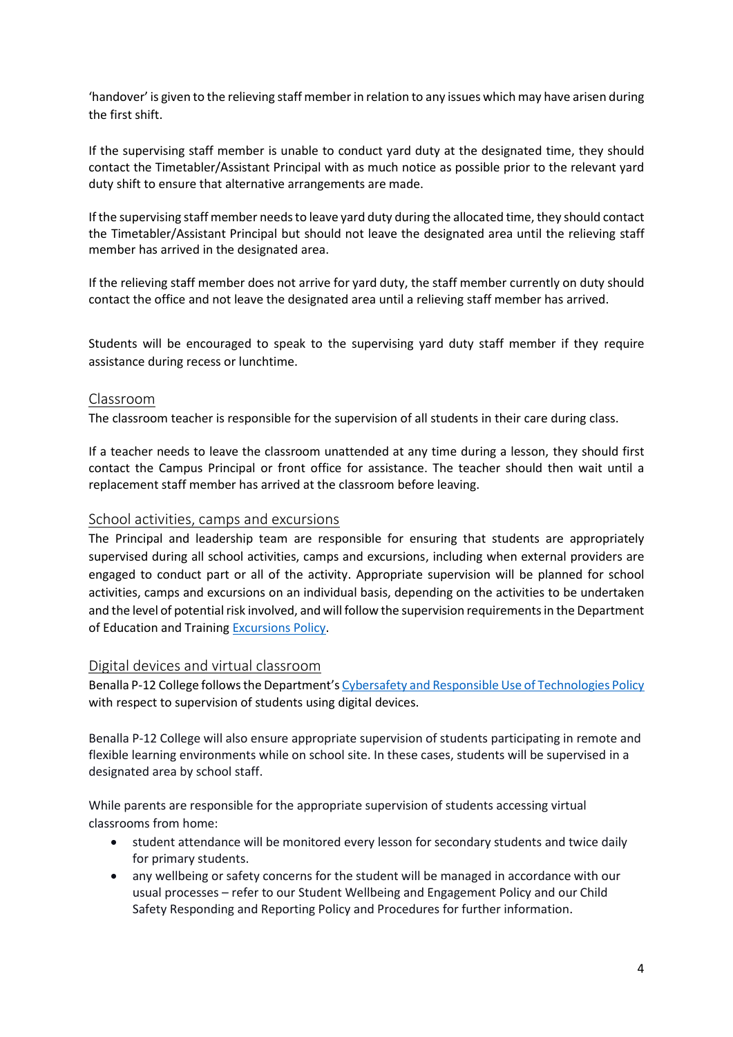'handover' is given to the relieving staff member in relation to any issues which may have arisen during the first shift.

If the supervising staff member is unable to conduct yard duty at the designated time, they should contact the Timetabler/Assistant Principal with as much notice as possible prior to the relevant yard duty shift to ensure that alternative arrangements are made.

If the supervising staff member needs to leave yard duty during the allocated time, they should contact the Timetabler/Assistant Principal but should not leave the designated area until the relieving staff member has arrived in the designated area.

If the relieving staff member does not arrive for yard duty, the staff member currently on duty should contact the office and not leave the designated area until a relieving staff member has arrived.

Students will be encouraged to speak to the supervising yard duty staff member if they require assistance during recess or lunchtime.

### Classroom

The classroom teacher is responsible for the supervision of all students in their care during class.

If a teacher needs to leave the classroom unattended at any time during a lesson, they should first contact the Campus Principal or front office for assistance. The teacher should then wait until a replacement staff member has arrived at the classroom before leaving.

### School activities, camps and excursions

The Principal and leadership team are responsible for ensuring that students are appropriately supervised during all school activities, camps and excursions, including when external providers are engaged to conduct part or all of the activity. Appropriate supervision will be planned for school activities, camps and excursions on an individual basis, depending on the activities to be undertaken and the level of potential risk involved, and will follow the supervision requirements in the Department of Education and Training Excursions Policy.

### Digital devices and virtual classroom

Benalla P-12 College follows the Department's Cybersafety and Responsible Use of Technologies Policy with respect to supervision of students using digital devices.

Benalla P-12 College will also ensure appropriate supervision of students participating in remote and flexible learning environments while on school site. In these cases, students will be supervised in a designated area by school staff.

While parents are responsible for the appropriate supervision of students accessing virtual classrooms from home:

- student attendance will be monitored every lesson for secondary students and twice daily for primary students.
- any wellbeing or safety concerns for the student will be managed in accordance with our usual processes – refer to our Student Wellbeing and Engagement Policy and our Child Safety Responding and Reporting Policy and Procedures for further information.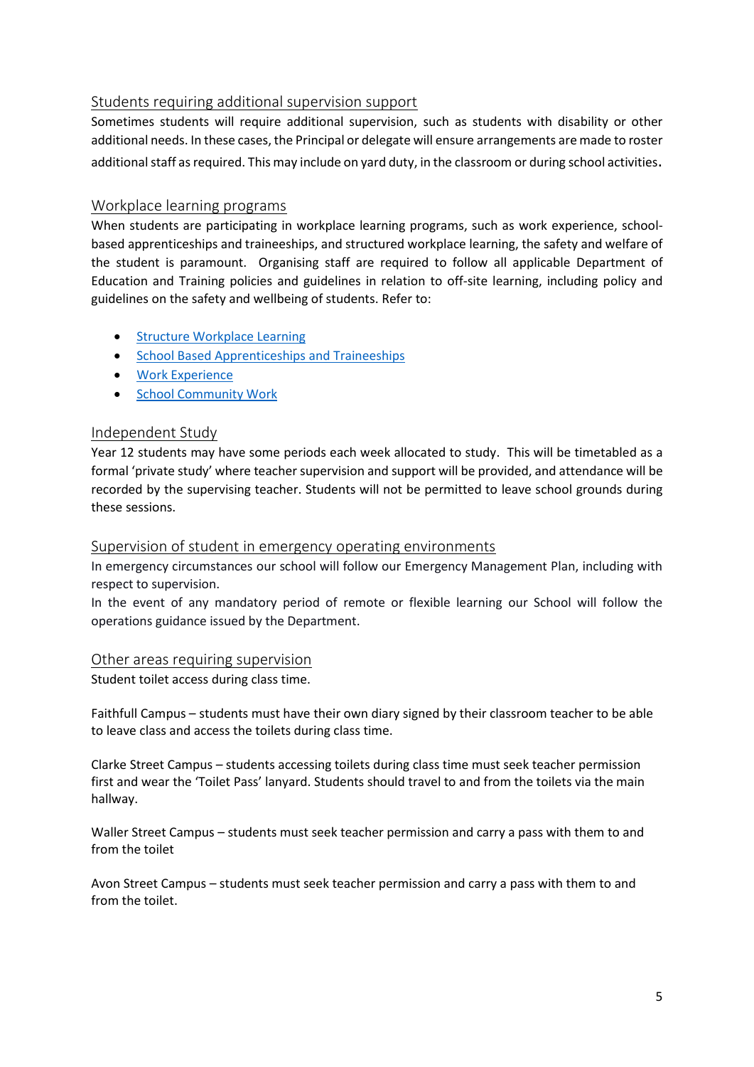## Students requiring additional supervision support

Sometimes students will require additional supervision, such as students with disability or other additional needs. In these cases, the Principal or delegate will ensure arrangements are made to roster additional staff as required. This may include on yard duty, in the classroom or during school activities.

## Workplace learning programs

When students are participating in workplace learning programs, such as work experience, school-based apprenticeships and traineeships, and structured workplace learning, the safety and welfare of the student is paramount. Organising staff are required to follow all applicable Department of Education and Training policies and guidelines in relation to off-site learning, including policy and guidelines on the safety and wellbeing of students. Refer to:

- Structure Workplace Learning
- School Based Apprenticeships and Traineeships
- Work Experience
- School Community Work

## Independent Study

Year 12 students may have some periods each week allocated to study. This will be timetabled as a formal 'private study' where teacher supervision and support will be provided, and attendance will be recorded by the supervising teacher. Students will not be permitted to leave school grounds during these sessions.

## Supervision of student in emergency operating environments

In emergency circumstances our school will follow our Emergency Management Plan, including with respect to supervision.

In the event of any mandatory period of remote or flexible learning our School will follow the operations guidance issued by the Department.

## Other areas requiring supervision

Student toilet access during class time.

Faithfull Campus – students must have their own diary signed by their classroom teacher to be able to leave class and access the toilets during class time.

Clarke Street Campus – students accessing toilets during class time must seek teacher permission first and wear the 'Toilet Pass' lanyard. Students should travel to and from the toilets via the main hallway.

Waller Street Campus – students must seek teacher permission and carry a pass with them to and from the toilet

Avon Street Campus – students must seek teacher permission and carry a pass with them to and from the toilet.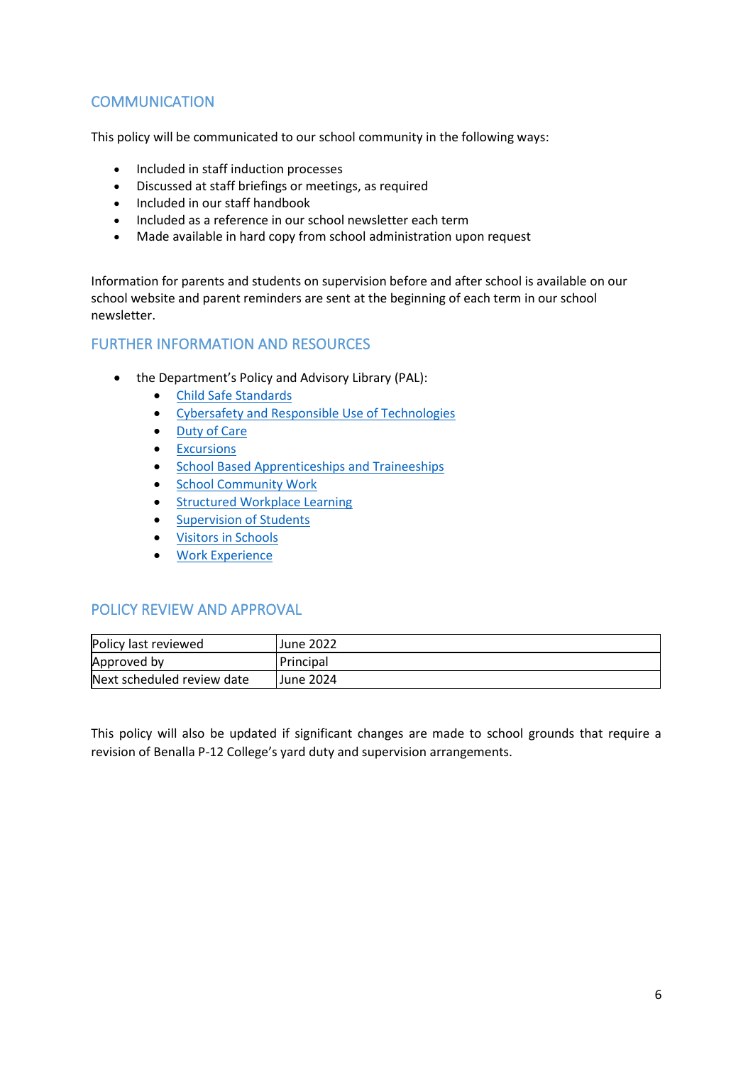## COMMUNICATION

This policy will be communicated to our school community in the following ways:

- Included in staff induction processes
- Discussed at staff briefings or meetings, as required
- Included in our staff handbook
- Included as a reference in our school newsletter each term
- Made available in hard copy from school administration upon request

Information for parents and students on supervision before and after school is available on our school website and parent reminders are sent at the beginning of each term in our school newsletter.

## FURTHER INFORMATION AND RESOURCES

- the Department's Policy and Advisory Library (PAL):
  - Child Safe Standards
  - Cybersafety and Responsible Use of Technologies
  - Duty of Care
  - Excursions
  - School Based Apprenticeships and Traineeships
  - School Community Work
  - Structured Workplace Learning
  - Supervision of Students
  - Visitors in Schools
  - Work Experience

## POLICY REVIEW AND APPROVAL

| Policy last reviewed | June 2022 |
|---|---|
| Approved by | Principal |
| Next scheduled review date | June 2024 |

This policy will also be updated if significant changes are made to school grounds that require a revision of Benalla P-12 College's yard duty and supervision arrangements.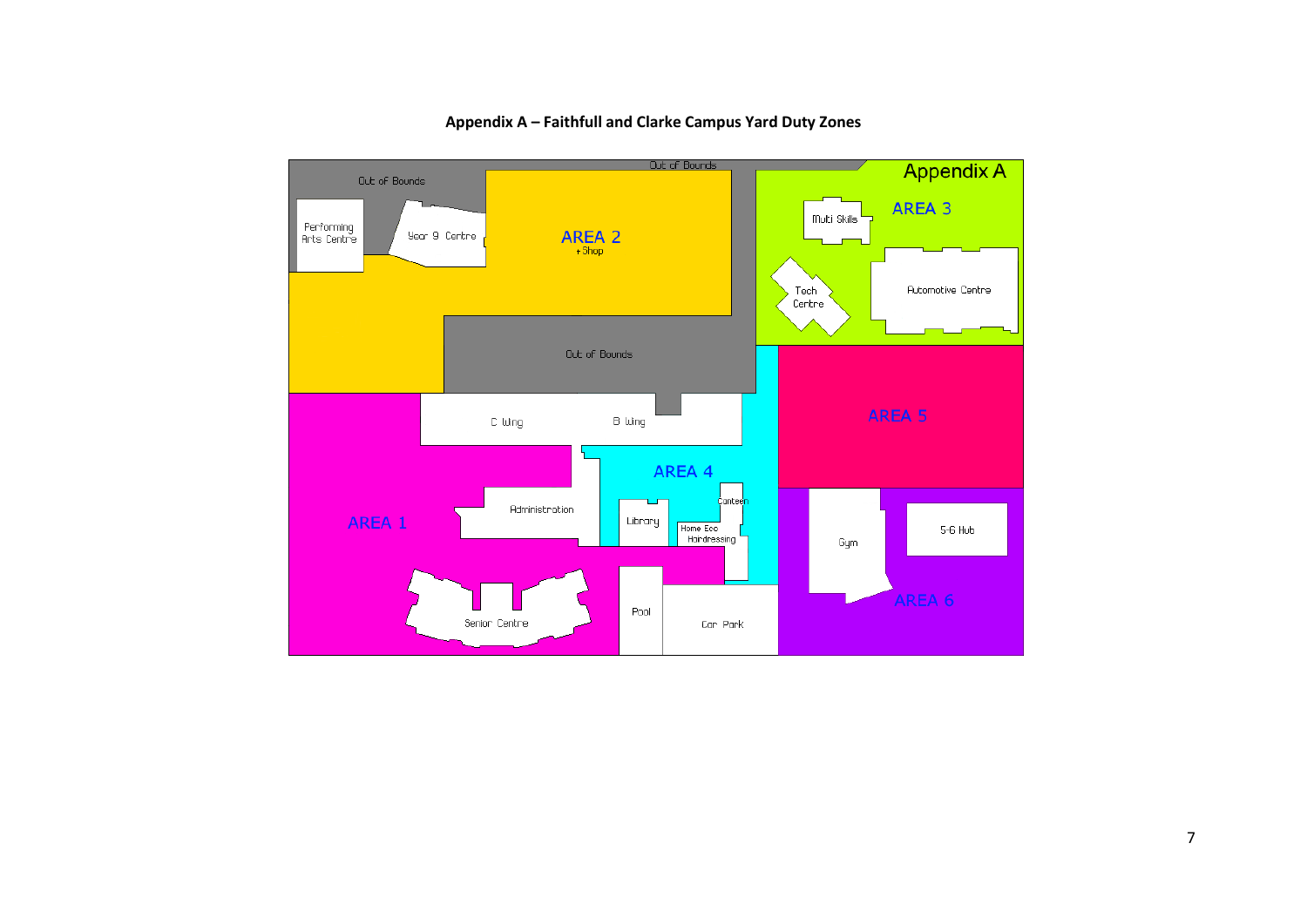**Appendix A – Faithfull and Clarke Campus Yard Duty Zones**

Appendix A

Out of Bounds

Out of Bounds

Performing Arts Centre

Year 9 Centre

AREA 2
+ Shop

Muti Skills

AREA 3

Tech Centre

Automotive Centre

Out of Bounds

C Wing

B Wing

AREA 5

AREA 4

Canteen

Administration

AREA 1

Library

Home Eco Hairdressing

Gym

5-6 Hub

AREA 6

Senior Centre

Pool

Car Park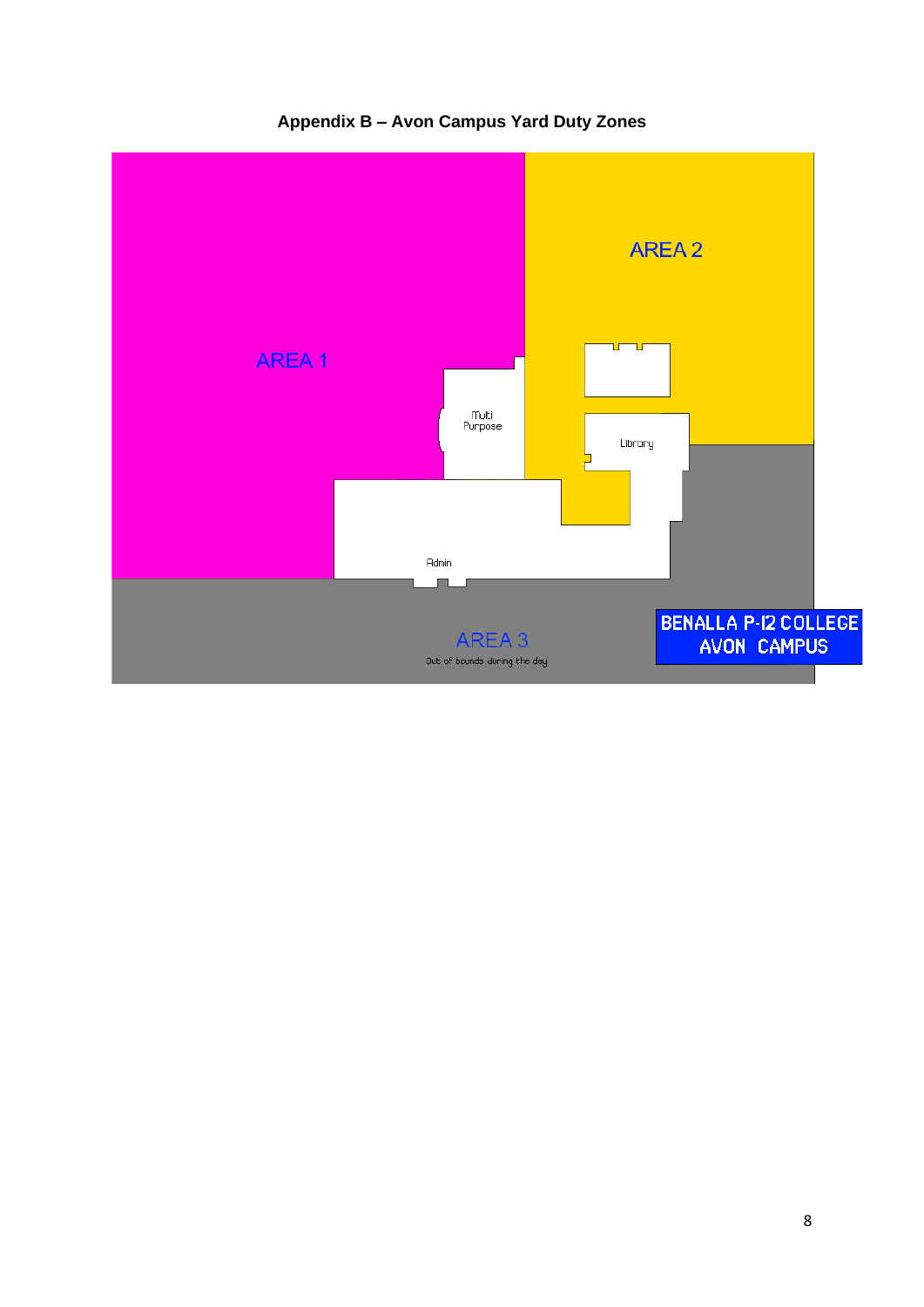## Appendix B – Avon Campus Yard Duty Zones

AREA 1

AREA 2

Multi Purpose

Library

Admin

AREA 3

Out of bounds during the day

BENALLA P-12 COLLEGE AVON CAMPUS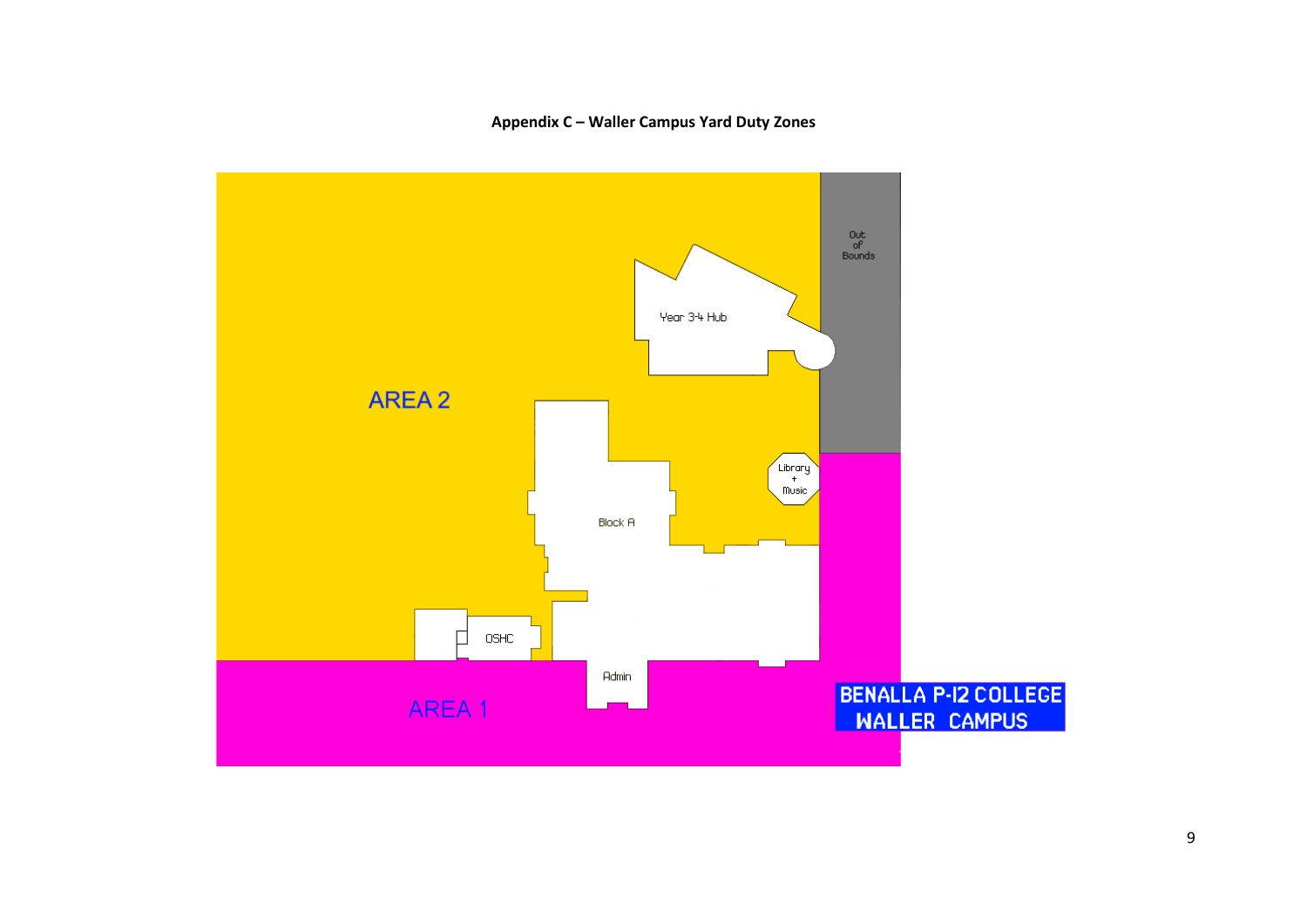**Appendix C – Waller Campus Yard Duty Zones**

Out of Bounds

Year 3-4 Hub

AREA 2

Library + Music

Block A

OSHC

Admin

AREA 1

BENALLA P-12 COLLEGE
WALLER CAMPUS